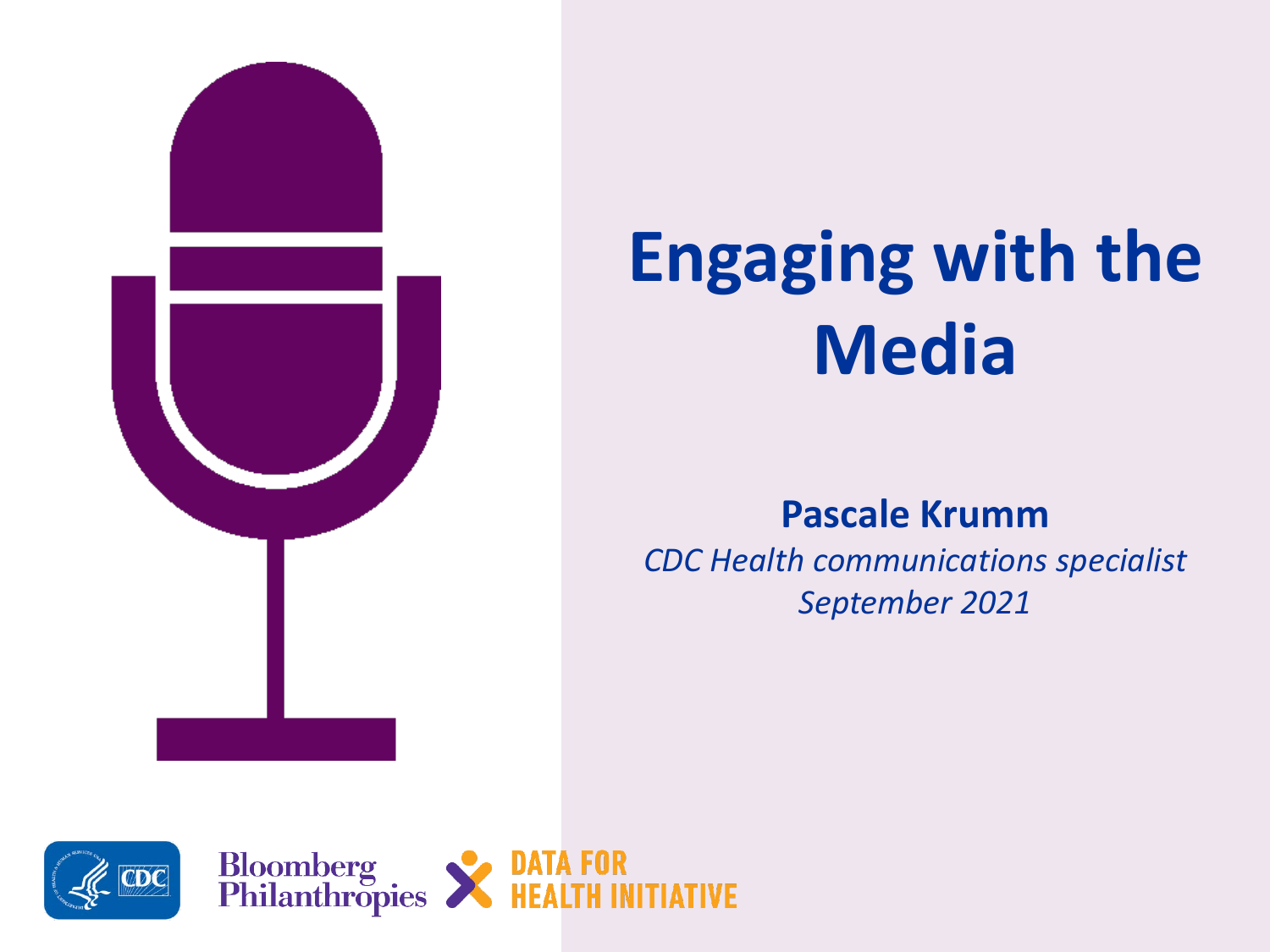# Engaging with the Media

**Pascale Krumm**

*CDC Health communications specialist*

*September 2021*

CDC

Bloomberg Philanthropies

DATA FOR HEALTH INITIATIVE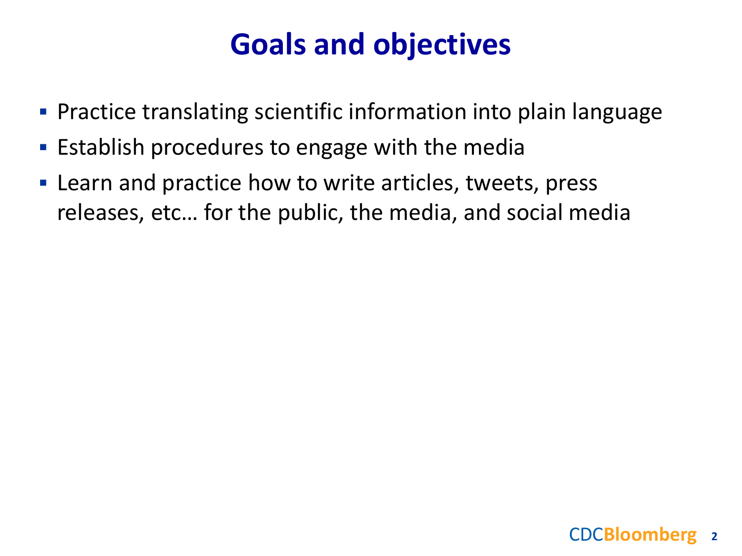# Goals and objectives

- Practice translating scientific information into plain language
- Establish procedures to engage with the media
- Learn and practice how to write articles, tweets, press releases, etc… for the public, the media, and social media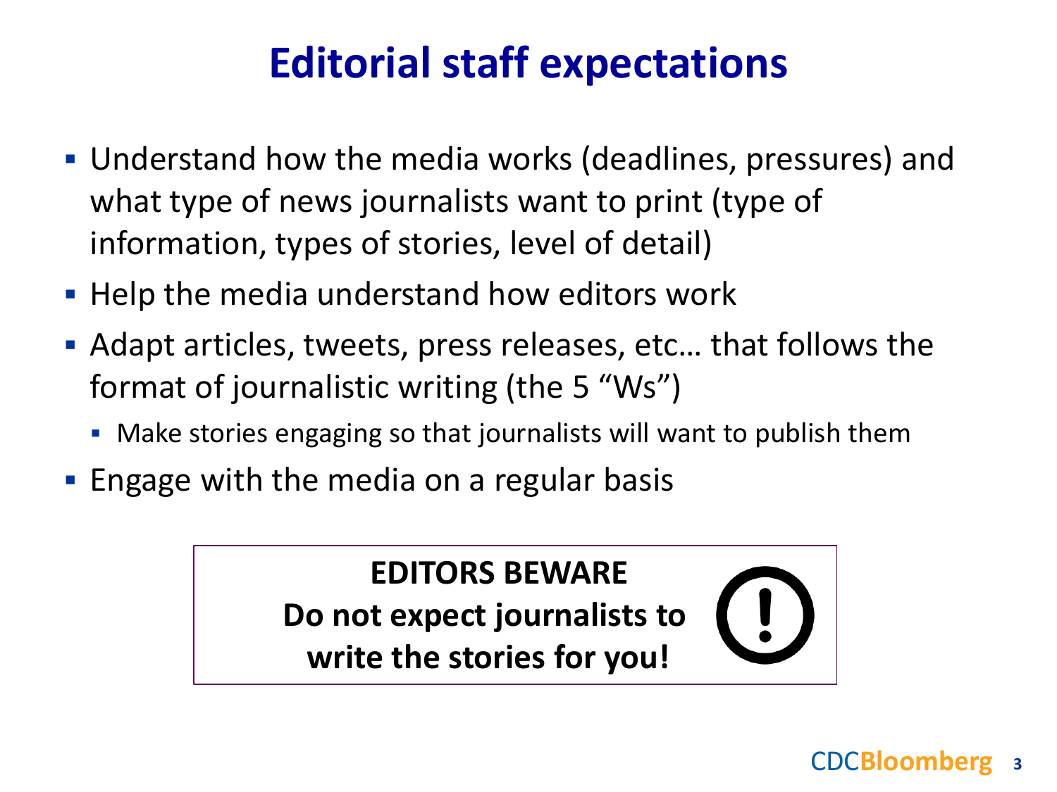# Editorial staff expectations

- Understand how the media works (deadlines, pressures) and what type of news journalists want to print (type of information, types of stories, level of detail)
- Help the media understand how editors work
- Adapt articles, tweets, press releases, etc… that follows the format of journalistic writing (the 5 "Ws")
  - Make stories engaging so that journalists will want to publish them
- Engage with the media on a regular basis

**EDITORS BEWARE**

**Do not expect journalists to write the stories for you!**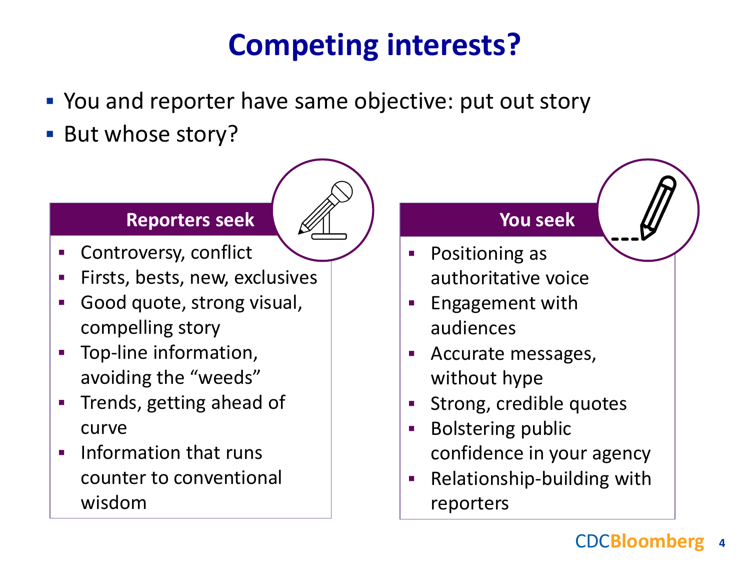# Competing interests?

- You and reporter have same objective: put out story
- But whose story?

## Reporters seek

- Controversy, conflict
- Firsts, bests, new, exclusives
- Good quote, strong visual, compelling story
- Top-line information, avoiding the “weeds”
- Trends, getting ahead of curve
- Information that runs counter to conventional wisdom

## You seek

- Positioning as authoritative voice
- Engagement with audiences
- Accurate messages, without hype
- Strong, credible quotes
- Bolstering public confidence in your agency
- Relationship-building with reporters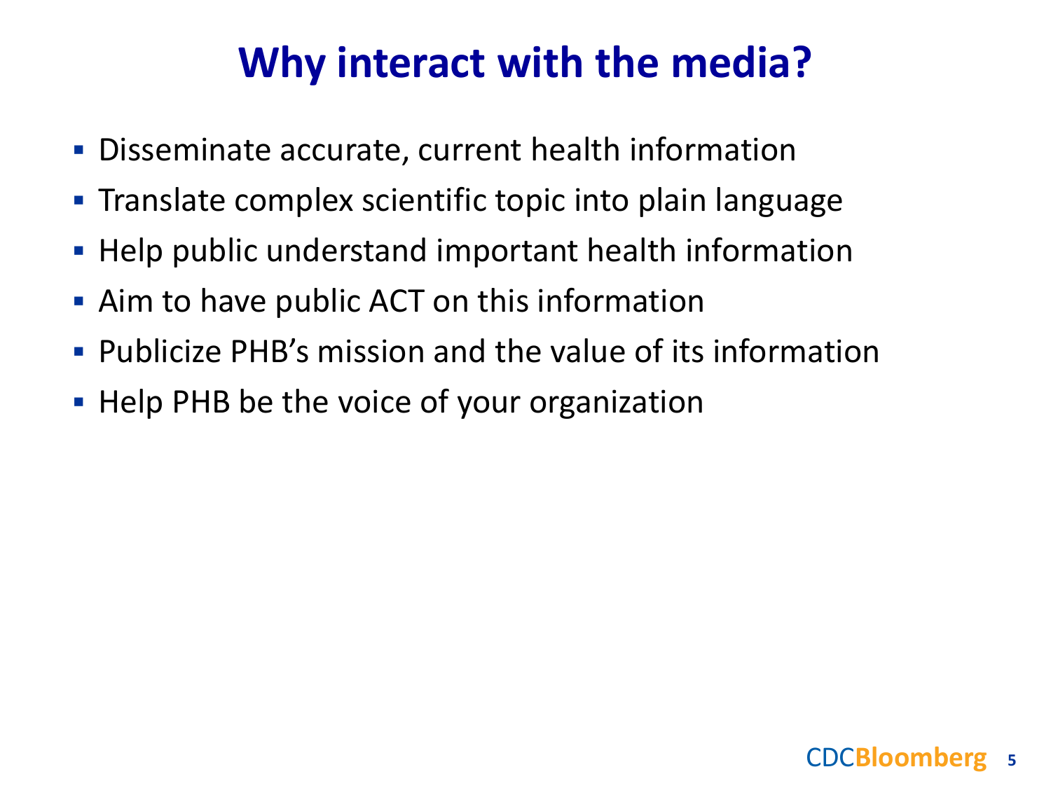# Why interact with the media?

- Disseminate accurate, current health information
- Translate complex scientific topic into plain language
- Help public understand important health information
- Aim to have public ACT on this information
- Publicize PHB's mission and the value of its information
- Help PHB be the voice of your organization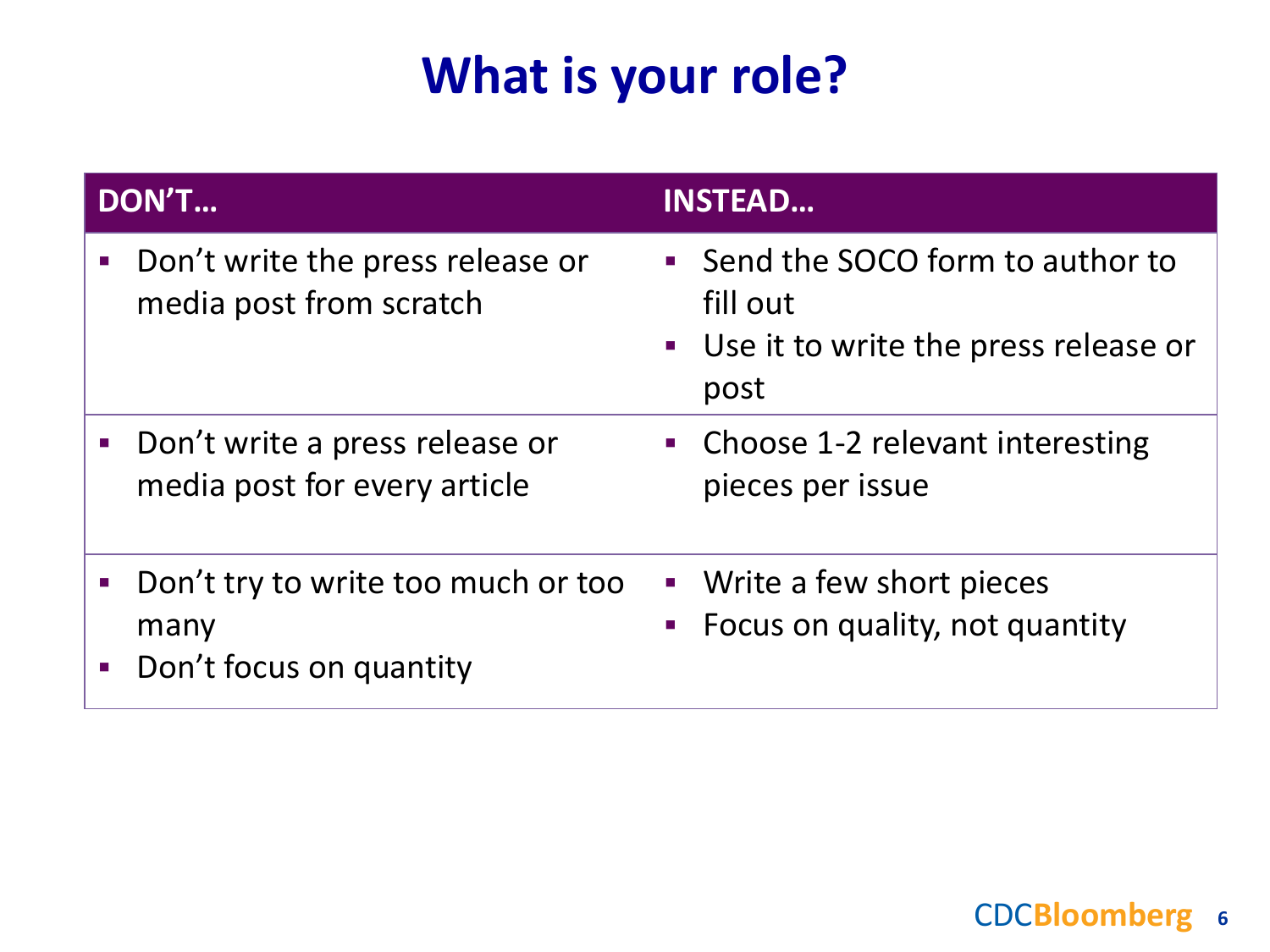# What is your role?

| DON'T… | INSTEAD… |
| --- | --- |
| ▪ Don't write the press release or media post from scratch | ▪ Send the SOCO form to author to fill out<br>▪ Use it to write the press release or post |
| ▪ Don't write a press release or media post for every article | ▪ Choose 1-2 relevant interesting pieces per issue |
| ▪ Don't try to write too much or too many<br>▪ Don't focus on quantity | ▪ Write a few short pieces<br>▪ Focus on quality, not quantity |

CDCBloomberg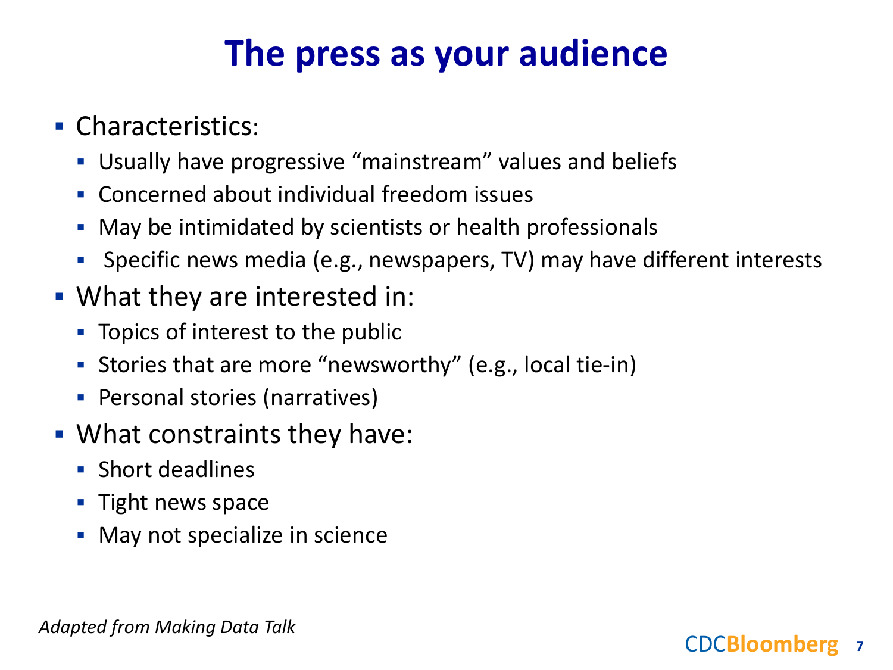# The press as your audience

- Characteristics:
  - Usually have progressive “mainstream” values and beliefs
  - Concerned about individual freedom issues
  - May be intimidated by scientists or health professionals
  - Specific news media (e.g., newspapers, TV) may have different interests
- What they are interested in:
  - Topics of interest to the public
  - Stories that are more “newsworthy” (e.g., local tie-in)
  - Personal stories (narratives)
- What constraints they have:
  - Short deadlines
  - Tight news space
  - May not specialize in science

*Adapted from Making Data Talk*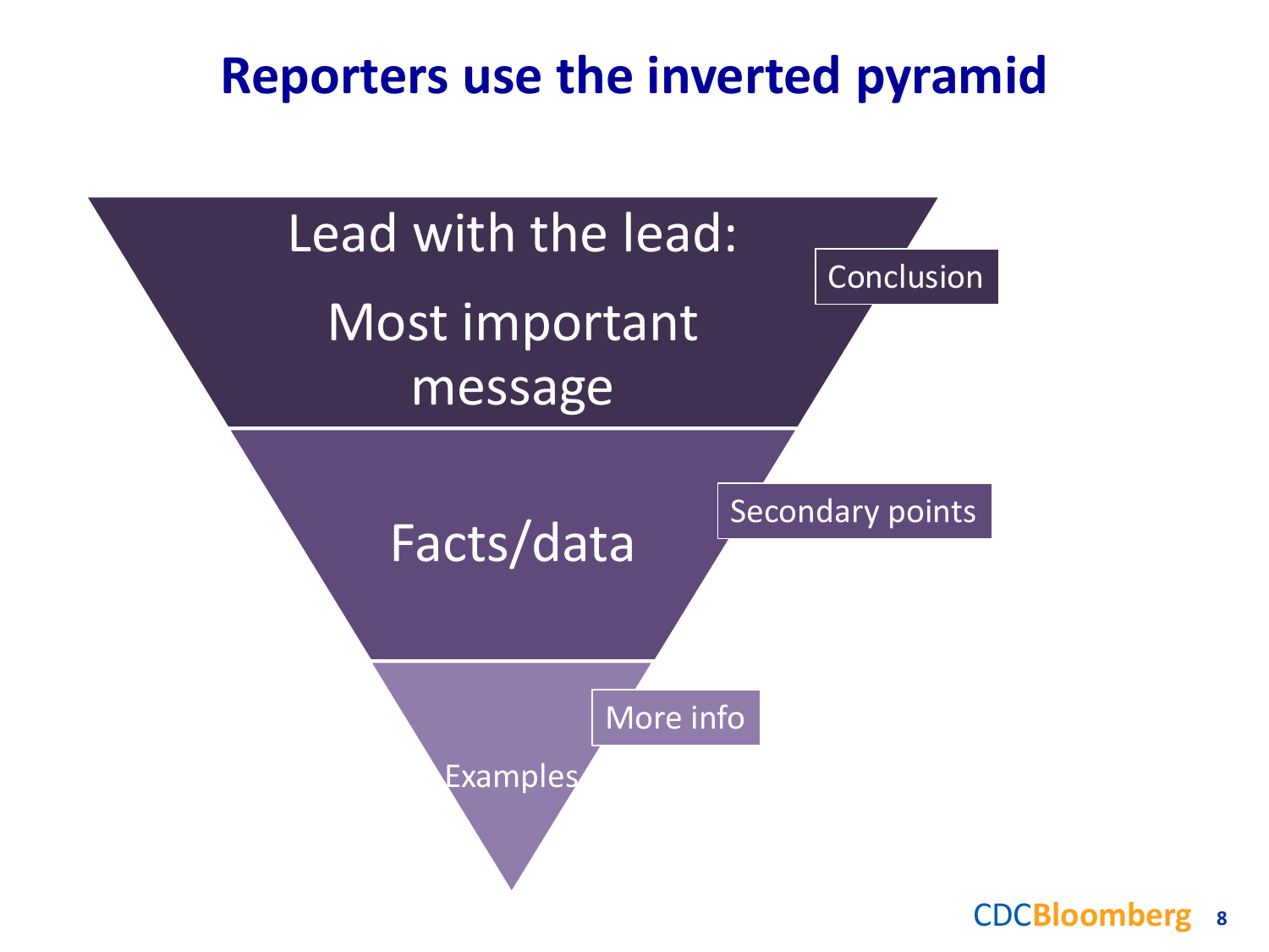# Reporters use the inverted pyramid

- Lead with the lead: Most important message — Conclusion
- Facts/data — Secondary points
- Examples — More info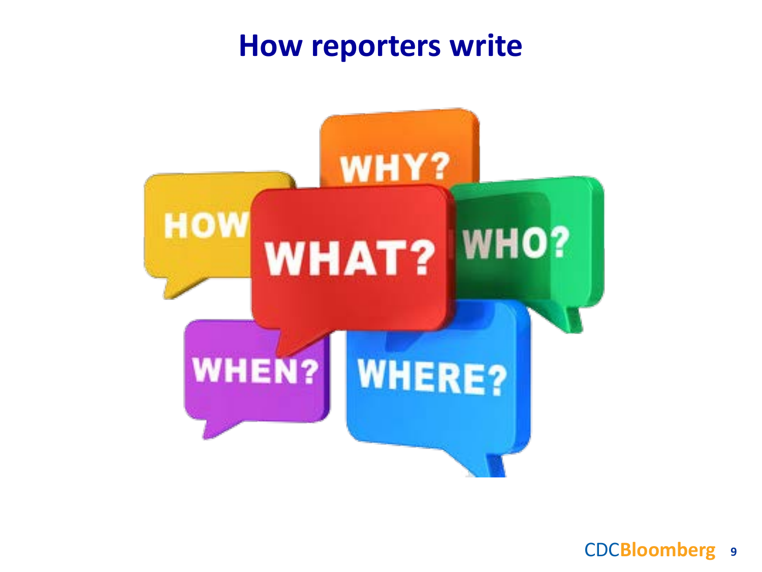# How reporters write

HOW

WHY?

WHAT?

WHO?

WHEN?

WHERE?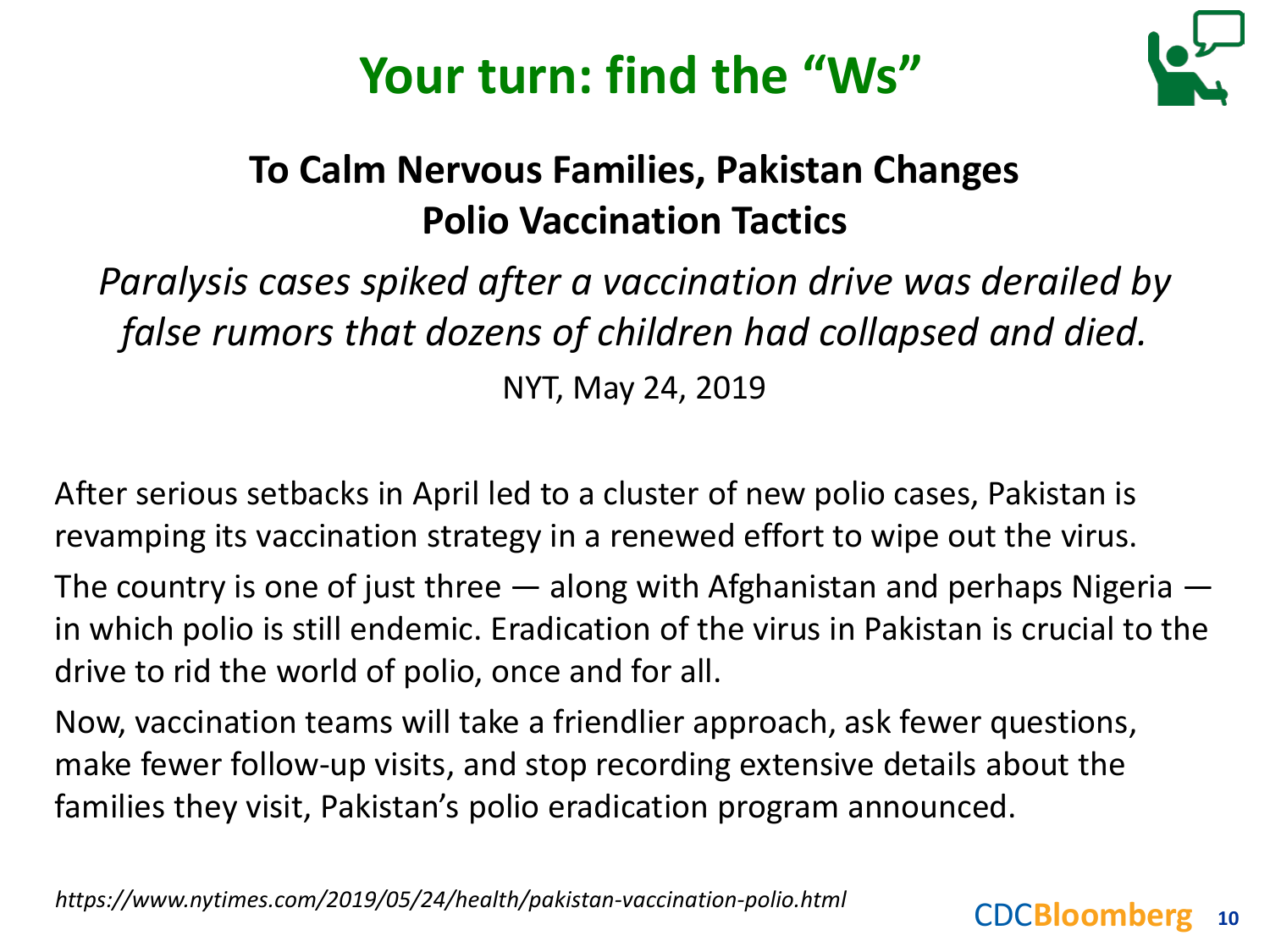# Your turn: find the "Ws"

## To Calm Nervous Families, Pakistan Changes Polio Vaccination Tactics

*Paralysis cases spiked after a vaccination drive was derailed by false rumors that dozens of children had collapsed and died.*

NYT, May 24, 2019

After serious setbacks in April led to a cluster of new polio cases, Pakistan is revamping its vaccination strategy in a renewed effort to wipe out the virus.

The country is one of just three — along with Afghanistan and perhaps Nigeria — in which polio is still endemic. Eradication of the virus in Pakistan is crucial to the drive to rid the world of polio, once and for all.

Now, vaccination teams will take a friendlier approach, ask fewer questions, make fewer follow-up visits, and stop recording extensive details about the families they visit, Pakistan's polio eradication program announced.

*https://www.nytimes.com/2019/05/24/health/pakistan-vaccination-polio.html*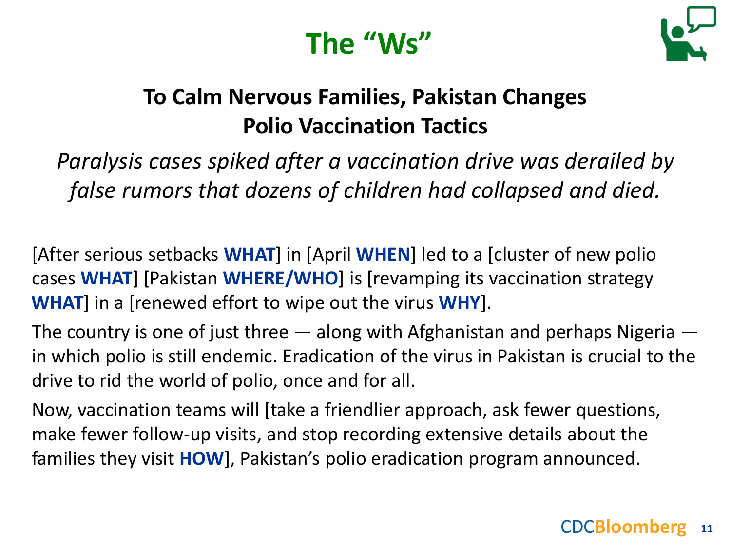# The "Ws"

## To Calm Nervous Families, Pakistan Changes Polio Vaccination Tactics

*Paralysis cases spiked after a vaccination drive was derailed by false rumors that dozens of children had collapsed and died.*

[After serious setbacks **WHAT**] in [April **WHEN**] led to a [cluster of new polio cases **WHAT**] [Pakistan **WHERE/WHO**] is [revamping its vaccination strategy **WHAT**] in a [renewed effort to wipe out the virus **WHY**].

The country is one of just three — along with Afghanistan and perhaps Nigeria — in which polio is still endemic. Eradication of the virus in Pakistan is crucial to the drive to rid the world of polio, once and for all.

Now, vaccination teams will [take a friendlier approach, ask fewer questions, make fewer follow-up visits, and stop recording extensive details about the families they visit **HOW**], Pakistan's polio eradication program announced.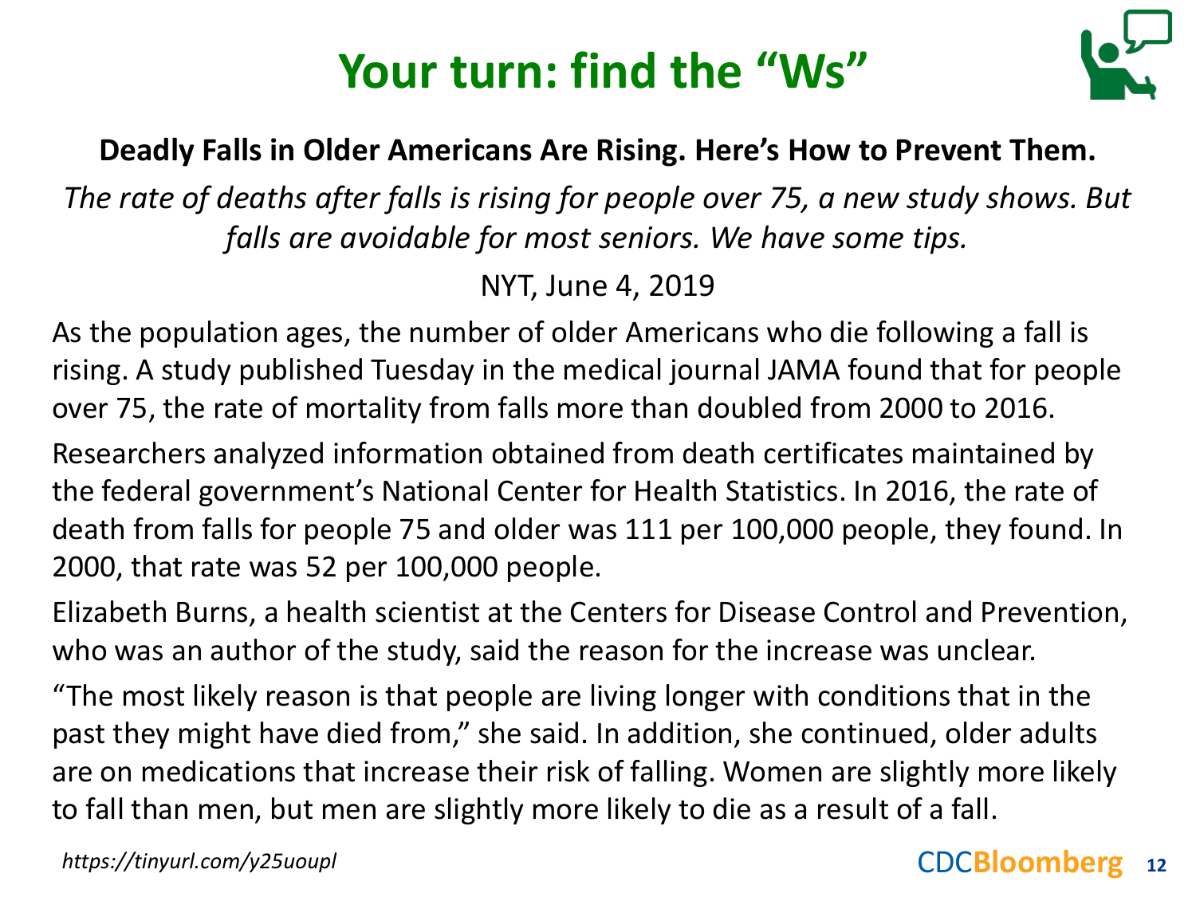# Your turn: find the "Ws"

**Deadly Falls in Older Americans Are Rising. Here's How to Prevent Them.**

*The rate of deaths after falls is rising for people over 75, a new study shows. But falls are avoidable for most seniors. We have some tips.*

NYT, June 4, 2019

As the population ages, the number of older Americans who die following a fall is rising. A study published Tuesday in the medical journal JAMA found that for people over 75, the rate of mortality from falls more than doubled from 2000 to 2016.

Researchers analyzed information obtained from death certificates maintained by the federal government's National Center for Health Statistics. In 2016, the rate of death from falls for people 75 and older was 111 per 100,000 people, they found. In 2000, that rate was 52 per 100,000 people.

Elizabeth Burns, a health scientist at the Centers for Disease Control and Prevention, who was an author of the study, said the reason for the increase was unclear.

"The most likely reason is that people are living longer with conditions that in the past they might have died from," she said. In addition, she continued, older adults are on medications that increase their risk of falling. Women are slightly more likely to fall than men, but men are slightly more likely to die as a result of a fall.

*https://tinyurl.com/y25uoupl*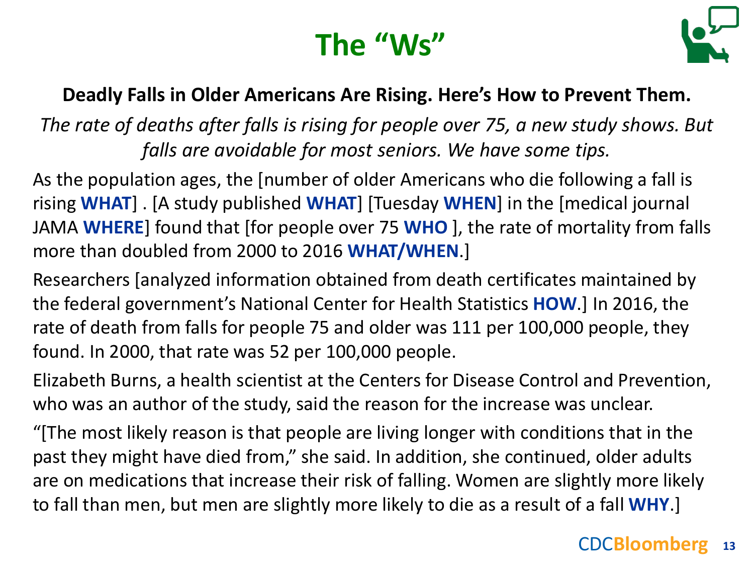# The "Ws"

**Deadly Falls in Older Americans Are Rising. Here's How to Prevent Them.**

*The rate of deaths after falls is rising for people over 75, a new study shows. But falls are avoidable for most seniors. We have some tips.*

As the population ages, the [number of older Americans who die following a fall is rising **WHAT**] . [A study published **WHAT**] [Tuesday **WHEN**] in the [medical journal JAMA **WHERE**] found that [for people over 75 **WHO** ], the rate of mortality from falls more than doubled from 2000 to 2016 **WHAT/WHEN**.]

Researchers [analyzed information obtained from death certificates maintained by the federal government's National Center for Health Statistics **HOW**.] In 2016, the rate of death from falls for people 75 and older was 111 per 100,000 people, they found. In 2000, that rate was 52 per 100,000 people.

Elizabeth Burns, a health scientist at the Centers for Disease Control and Prevention, who was an author of the study, said the reason for the increase was unclear.

"[The most likely reason is that people are living longer with conditions that in the past they might have died from," she said. In addition, she continued, older adults are on medications that increase their risk of falling. Women are slightly more likely to fall than men, but men are slightly more likely to die as a result of a fall **WHY**.]

CDCBloomberg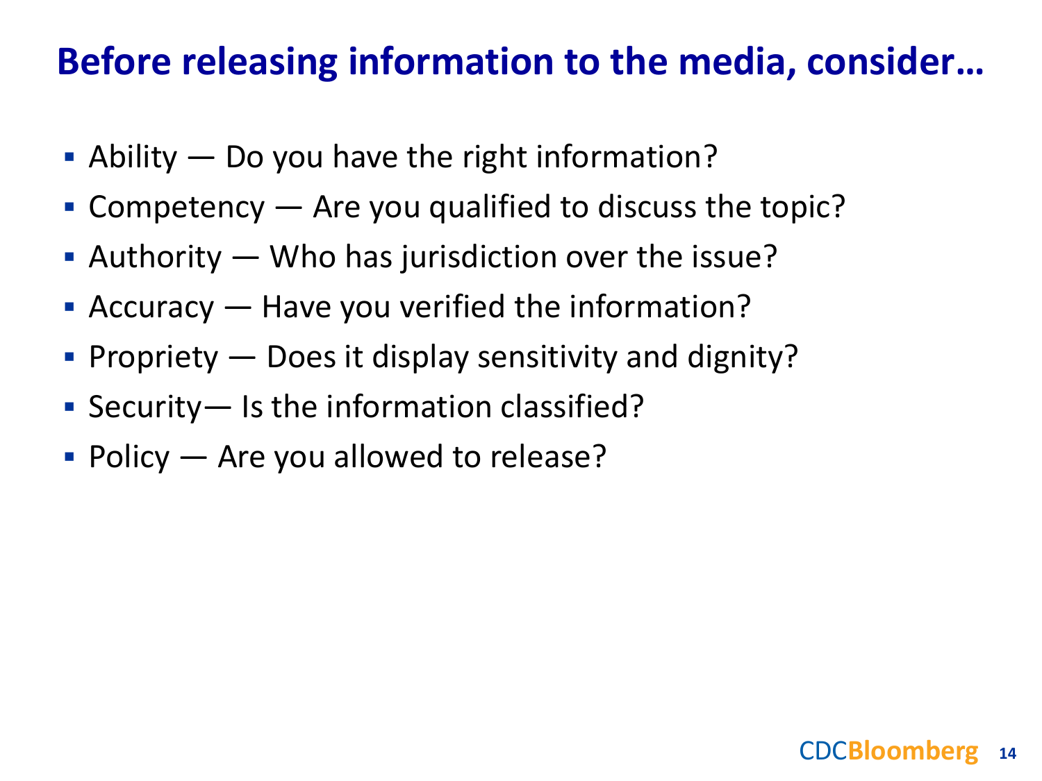# Before releasing information to the media, consider…

- Ability — Do you have the right information?
- Competency — Are you qualified to discuss the topic?
- Authority — Who has jurisdiction over the issue?
- Accuracy — Have you verified the information?
- Propriety — Does it display sensitivity and dignity?
- Security— Is the information classified?
- Policy — Are you allowed to release?